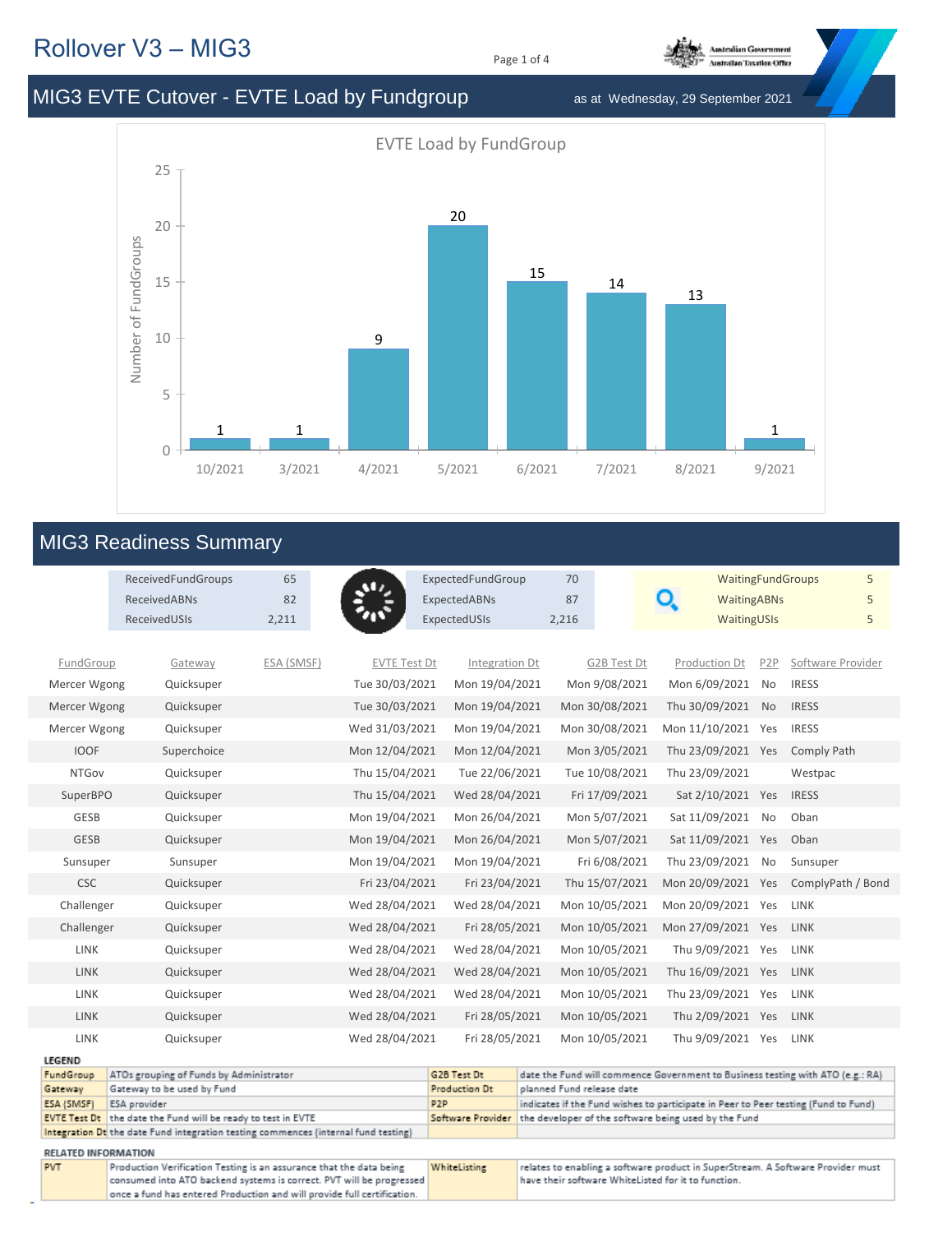# Rollover V3 – MIG3

## MIG3 EVTE Cutover - EVTE Load by Fundgroup

as at Wednesday, 29 September 2021

EVTE Load by FundGroup

| Month | Number of FundGroups |
|---|---|
| 10/2021 | 1 |
| 3/2021 | 1 |
| 4/2021 | 9 |
| 5/2021 | 20 |
| 6/2021 | 15 |
| 7/2021 | 14 |
| 8/2021 | 13 |
| 9/2021 | 1 |

## MIG3 Readiness Summary

| | | | | | |
|---|---|---|---|---|---|
| ReceivedFundGroups | 65 | ExpectedFundGroup | 70 | WaitingFundGroups | 5 |
| ReceivedABNs | 82 | ExpectedABNs | 87 | WaitingABNs | 5 |
| ReceivedUSIs | 2,211 | ExpectedUSIs | 2,216 | WaitingUSIs | 5 |

| FundGroup | Gateway | ESA (SMSF) | EVTE Test Dt | Integration Dt | G2B Test Dt | Production Dt | P2P | Software Provider |
|---|---|---|---|---|---|---|---|---|
| Mercer Wgong | Quicksuper | | Tue 30/03/2021 | Mon 19/04/2021 | Mon 9/08/2021 | Mon 6/09/2021 | No | IRESS |
| Mercer Wgong | Quicksuper | | Tue 30/03/2021 | Mon 19/04/2021 | Mon 30/08/2021 | Thu 30/09/2021 | No | IRESS |
| Mercer Wgong | Quicksuper | | Wed 31/03/2021 | Mon 19/04/2021 | Mon 30/08/2021 | Mon 11/10/2021 | Yes | IRESS |
| IOOF | Superchoice | | Mon 12/04/2021 | Mon 12/04/2021 | Mon 3/05/2021 | Thu 23/09/2021 | Yes | Comply Path |
| NTGov | Quicksuper | | Thu 15/04/2021 | Tue 22/06/2021 | Tue 10/08/2021 | Thu 23/09/2021 | | Westpac |
| SuperBPO | Quicksuper | | Thu 15/04/2021 | Wed 28/04/2021 | Fri 17/09/2021 | Sat 2/10/2021 | Yes | IRESS |
| GESB | Quicksuper | | Mon 19/04/2021 | Mon 26/04/2021 | Mon 5/07/2021 | Sat 11/09/2021 | No | Oban |
| GESB | Quicksuper | | Mon 19/04/2021 | Mon 26/04/2021 | Mon 5/07/2021 | Sat 11/09/2021 | Yes | Oban |
| Sunsuper | Sunsuper | | Mon 19/04/2021 | Mon 19/04/2021 | Fri 6/08/2021 | Thu 23/09/2021 | No | Sunsuper |
| CSC | Quicksuper | | Fri 23/04/2021 | Fri 23/04/2021 | Thu 15/07/2021 | Mon 20/09/2021 | Yes | ComplyPath / Bond |
| Challenger | Quicksuper | | Wed 28/04/2021 | Wed 28/04/2021 | Mon 10/05/2021 | Mon 20/09/2021 | Yes | LINK |
| Challenger | Quicksuper | | Wed 28/04/2021 | Fri 28/05/2021 | Mon 10/05/2021 | Mon 27/09/2021 | Yes | LINK |
| LINK | Quicksuper | | Wed 28/04/2021 | Wed 28/04/2021 | Mon 10/05/2021 | Thu 9/09/2021 | Yes | LINK |
| LINK | Quicksuper | | Wed 28/04/2021 | Wed 28/04/2021 | Mon 10/05/2021 | Thu 16/09/2021 | Yes | LINK |
| LINK | Quicksuper | | Wed 28/04/2021 | Wed 28/04/2021 | Mon 10/05/2021 | Thu 23/09/2021 | Yes | LINK |
| LINK | Quicksuper | | Wed 28/04/2021 | Fri 28/05/2021 | Mon 10/05/2021 | Thu 2/09/2021 | Yes | LINK |
| LINK | Quicksuper | | Wed 28/04/2021 | Fri 28/05/2021 | Mon 10/05/2021 | Thu 9/09/2021 | Yes | LINK |

**LEGEND**

| | | | |
|---|---|---|---|
| FundGroup | ATOs grouping of Funds by Administrator | G2B Test Dt | date the Fund will commence Government to Business testing with ATO (e.g.: RA) |
| Gateway | Gateway to be used by Fund | Production Dt | planned Fund release date |
| ESA (SMSF) | ESA provider | P2P | indicates if the Fund wishes to participate in Peer to Peer testing (Fund to Fund) |
| EVTE Test Dt | the date the Fund will be ready to test in EVTE | Software Provider | the developer of the software being used by the Fund |
| Integration Dt | the date Fund integration testing commences (internal fund testing) | | |

**RELATED INFORMATION**

| | | | |
|---|---|---|---|
| PVT | Production Verification Testing is an assurance that the data being consumed into ATO backend systems is correct. PVT will be progressed once a fund has entered Production and will provide full certification. | WhiteListing | relates to enabling a software product in SuperStream. A Software Provider must have their software WhiteListed for it to function. |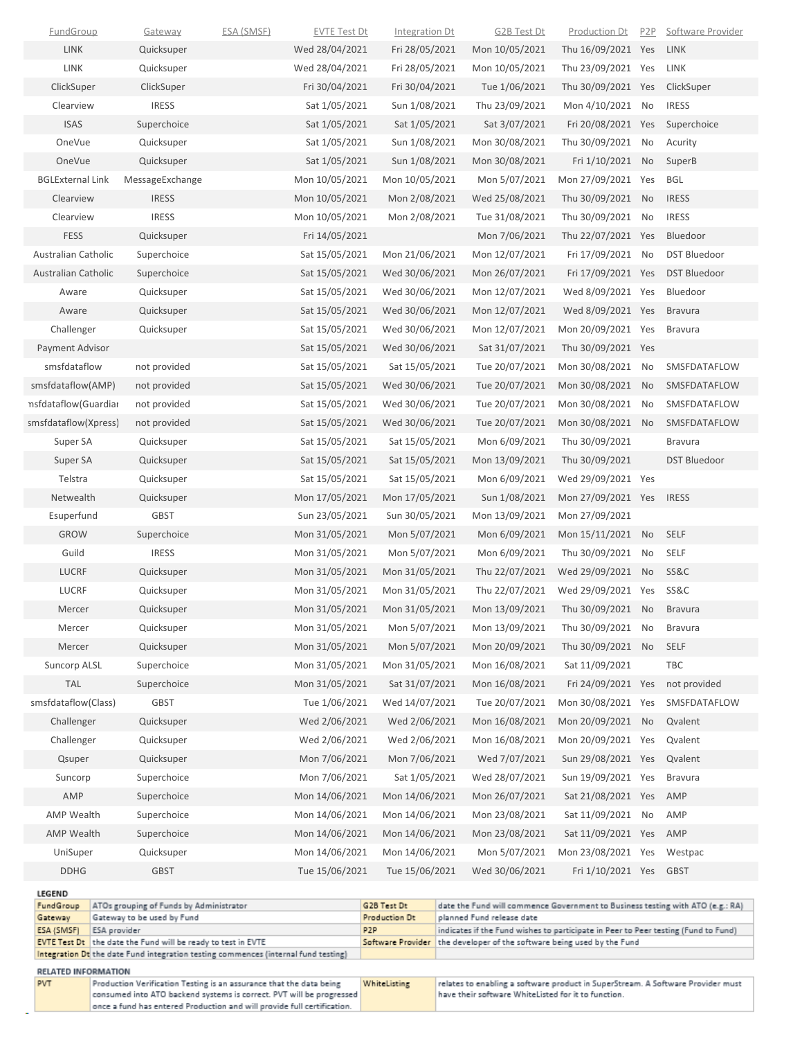| FundGroup | Gateway | ESA (SMSF) | EVTE Test Dt | Integration Dt | G2B Test Dt | Production Dt | P2P | Software Provider |
|---|---|---|---|---|---|---|---|---|
| LINK | Quicksuper | | Wed 28/04/2021 | Fri 28/05/2021 | Mon 10/05/2021 | Thu 16/09/2021 | Yes | LINK |
| LINK | Quicksuper | | Wed 28/04/2021 | Fri 28/05/2021 | Mon 10/05/2021 | Thu 23/09/2021 | Yes | LINK |
| ClickSuper | ClickSuper | | Fri 30/04/2021 | Fri 30/04/2021 | Tue 1/06/2021 | Thu 30/09/2021 | Yes | ClickSuper |
| Clearview | IRESS | | Sat 1/05/2021 | Sun 1/08/2021 | Thu 23/09/2021 | Mon 4/10/2021 | No | IRESS |
| ISAS | Superchoice | | Sat 1/05/2021 | Sat 1/05/2021 | Sat 3/07/2021 | Fri 20/08/2021 | Yes | Superchoice |
| OneVue | Quicksuper | | Sat 1/05/2021 | Sun 1/08/2021 | Mon 30/08/2021 | Thu 30/09/2021 | No | Acurity |
| OneVue | Quicksuper | | Sat 1/05/2021 | Sun 1/08/2021 | Mon 30/08/2021 | Fri 1/10/2021 | No | SuperB |
| BGLExternal Link | MessageExchange | | Mon 10/05/2021 | Mon 10/05/2021 | Mon 5/07/2021 | Mon 27/09/2021 | Yes | BGL |
| Clearview | IRESS | | Mon 10/05/2021 | Mon 2/08/2021 | Wed 25/08/2021 | Thu 30/09/2021 | No | IRESS |
| Clearview | IRESS | | Mon 10/05/2021 | Mon 2/08/2021 | Tue 31/08/2021 | Thu 30/09/2021 | No | IRESS |
| FESS | Quicksuper | | Fri 14/05/2021 | | Mon 7/06/2021 | Thu 22/07/2021 | Yes | Bluedoor |
| Australian Catholic | Superchoice | | Sat 15/05/2021 | Mon 21/06/2021 | Mon 12/07/2021 | Fri 17/09/2021 | No | DST Bluedoor |
| Australian Catholic | Superchoice | | Sat 15/05/2021 | Wed 30/06/2021 | Mon 26/07/2021 | Fri 17/09/2021 | Yes | DST Bluedoor |
| Aware | Quicksuper | | Sat 15/05/2021 | Wed 30/06/2021 | Mon 12/07/2021 | Wed 8/09/2021 | Yes | Bluedoor |
| Aware | Quicksuper | | Sat 15/05/2021 | Wed 30/06/2021 | Mon 12/07/2021 | Wed 8/09/2021 | Yes | Bravura |
| Challenger | Quicksuper | | Sat 15/05/2021 | Wed 30/06/2021 | Mon 12/07/2021 | Mon 20/09/2021 | Yes | Bravura |
| Payment Advisor | | | Sat 15/05/2021 | Wed 30/06/2021 | Sat 31/07/2021 | Thu 30/09/2021 | Yes | |
| smsfdataflow | not provided | | Sat 15/05/2021 | Sat 15/05/2021 | Tue 20/07/2021 | Mon 30/08/2021 | No | SMSFDATAFLOW |
| smsfdataflow(AMP) | not provided | | Sat 15/05/2021 | Wed 30/06/2021 | Tue 20/07/2021 | Mon 30/08/2021 | No | SMSFDATAFLOW |
| nsfdataflow(Guardiar | not provided | | Sat 15/05/2021 | Wed 30/06/2021 | Tue 20/07/2021 | Mon 30/08/2021 | No | SMSFDATAFLOW |
| smsfdataflow(Xpress) | not provided | | Sat 15/05/2021 | Wed 30/06/2021 | Tue 20/07/2021 | Mon 30/08/2021 | No | SMSFDATAFLOW |
| Super SA | Quicksuper | | Sat 15/05/2021 | Sat 15/05/2021 | Mon 6/09/2021 | Thu 30/09/2021 | | Bravura |
| Super SA | Quicksuper | | Sat 15/05/2021 | Sat 15/05/2021 | Mon 13/09/2021 | Thu 30/09/2021 | | DST Bluedoor |
| Telstra | Quicksuper | | Sat 15/05/2021 | Sat 15/05/2021 | Mon 6/09/2021 | Wed 29/09/2021 | Yes | |
| Netwealth | Quicksuper | | Mon 17/05/2021 | Mon 17/05/2021 | Sun 1/08/2021 | Mon 27/09/2021 | Yes | IRESS |
| Esuperfund | GBST | | Sun 23/05/2021 | Sun 30/05/2021 | Mon 13/09/2021 | Mon 27/09/2021 | | |
| GROW | Superchoice | | Mon 31/05/2021 | Mon 5/07/2021 | Mon 6/09/2021 | Mon 15/11/2021 | No | SELF |
| Guild | IRESS | | Mon 31/05/2021 | Mon 5/07/2021 | Mon 6/09/2021 | Thu 30/09/2021 | No | SELF |
| LUCRF | Quicksuper | | Mon 31/05/2021 | Mon 31/05/2021 | Thu 22/07/2021 | Wed 29/09/2021 | No | SS&C |
| LUCRF | Quicksuper | | Mon 31/05/2021 | Mon 31/05/2021 | Thu 22/07/2021 | Wed 29/09/2021 | Yes | SS&C |
| Mercer | Quicksuper | | Mon 31/05/2021 | Mon 31/05/2021 | Mon 13/09/2021 | Thu 30/09/2021 | No | Bravura |
| Mercer | Quicksuper | | Mon 31/05/2021 | Mon 5/07/2021 | Mon 13/09/2021 | Thu 30/09/2021 | No | Bravura |
| Mercer | Quicksuper | | Mon 31/05/2021 | Mon 5/07/2021 | Mon 20/09/2021 | Thu 30/09/2021 | No | SELF |
| Suncorp ALSL | Superchoice | | Mon 31/05/2021 | Mon 31/05/2021 | Mon 16/08/2021 | Sat 11/09/2021 | | TBC |
| TAL | Superchoice | | Mon 31/05/2021 | Sat 31/07/2021 | Mon 16/08/2021 | Fri 24/09/2021 | Yes | not provided |
| smsfdataflow(Class) | GBST | | Tue 1/06/2021 | Wed 14/07/2021 | Tue 20/07/2021 | Mon 30/08/2021 | Yes | SMSFDATAFLOW |
| Challenger | Quicksuper | | Wed 2/06/2021 | Wed 2/06/2021 | Mon 16/08/2021 | Mon 20/09/2021 | No | Qvalent |
| Challenger | Quicksuper | | Wed 2/06/2021 | Wed 2/06/2021 | Mon 16/08/2021 | Mon 20/09/2021 | Yes | Qvalent |
| Qsuper | Quicksuper | | Mon 7/06/2021 | Mon 7/06/2021 | Wed 7/07/2021 | Sun 29/08/2021 | Yes | Qvalent |
| Suncorp | Superchoice | | Mon 7/06/2021 | Sat 1/05/2021 | Wed 28/07/2021 | Sun 19/09/2021 | Yes | Bravura |
| AMP | Superchoice | | Mon 14/06/2021 | Mon 14/06/2021 | Mon 26/07/2021 | Sat 21/08/2021 | Yes | AMP |
| AMP Wealth | Superchoice | | Mon 14/06/2021 | Mon 14/06/2021 | Mon 23/08/2021 | Sat 11/09/2021 | No | AMP |
| AMP Wealth | Superchoice | | Mon 14/06/2021 | Mon 14/06/2021 | Mon 23/08/2021 | Sat 11/09/2021 | Yes | AMP |
| UniSuper | Quicksuper | | Mon 14/06/2021 | Mon 14/06/2021 | Mon 5/07/2021 | Mon 23/08/2021 | Yes | Westpac |
| DDHG | GBST | | Tue 15/06/2021 | Tue 15/06/2021 | Wed 30/06/2021 | Fri 1/10/2021 | Yes | GBST |

**LEGEND**

| | | | |
|---|---|---|---|
| FundGroup | ATOs grouping of Funds by Administrator | G2B Test Dt | date the Fund will commence Government to Business testing with ATO (e.g.: RA) |
| Gateway | Gateway to be used by Fund | Production Dt | planned Fund release date |
| ESA (SMSF) | ESA provider | P2P | indicates if the Fund wishes to participate in Peer to Peer testing (Fund to Fund) |
| EVTE Test Dt | the date the Fund will be ready to test in EVTE | Software Provider | the developer of the software being used by the Fund |
| Integration Dt | the date Fund integration testing commences (internal fund testing) | | |

**RELATED INFORMATION**

| | | | |
|---|---|---|---|
| PVT | Production Verification Testing is an assurance that the data being consumed into ATO backend systems is correct. PVT will be progressed once a fund has entered Production and will provide full certification. | WhiteListing | relates to enabling a software product in SuperStream. A Software Provider must have their software WhiteListed for it to function. |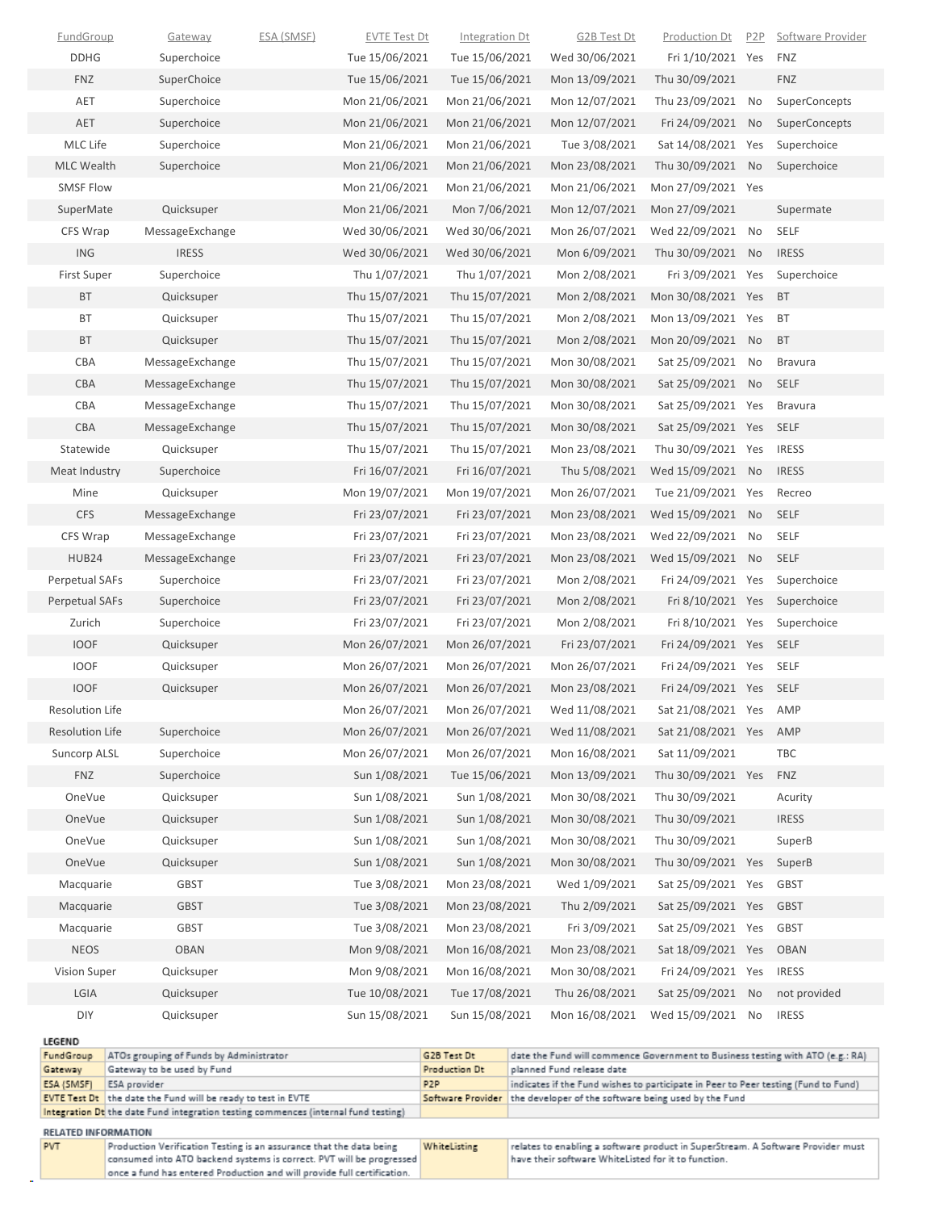| FundGroup | Gateway | ESA (SMSF) | EVTE Test Dt | Integration Dt | G2B Test Dt | Production Dt | P2P | Software Provider |
|---|---|---|---|---|---|---|---|---|
| DDHG | Superchoice | | Tue 15/06/2021 | Tue 15/06/2021 | Wed 30/06/2021 | Fri 1/10/2021 | Yes | FNZ |
| FNZ | SuperChoice | | Tue 15/06/2021 | Tue 15/06/2021 | Mon 13/09/2021 | Thu 30/09/2021 | | FNZ |
| AET | Superchoice | | Mon 21/06/2021 | Mon 21/06/2021 | Mon 12/07/2021 | Thu 23/09/2021 | No | SuperConcepts |
| AET | Superchoice | | Mon 21/06/2021 | Mon 21/06/2021 | Mon 12/07/2021 | Fri 24/09/2021 | No | SuperConcepts |
| MLC Life | Superchoice | | Mon 21/06/2021 | Mon 21/06/2021 | Tue 3/08/2021 | Sat 14/08/2021 | Yes | Superchoice |
| MLC Wealth | Superchoice | | Mon 21/06/2021 | Mon 21/06/2021 | Mon 23/08/2021 | Thu 30/09/2021 | No | Superchoice |
| SMSF Flow | | | Mon 21/06/2021 | Mon 21/06/2021 | Mon 21/06/2021 | Mon 27/09/2021 | Yes | |
| SuperMate | Quicksuper | | Mon 21/06/2021 | Mon 7/06/2021 | Mon 12/07/2021 | Mon 27/09/2021 | | Supermate |
| CFS Wrap | MessageExchange | | Wed 30/06/2021 | Wed 30/06/2021 | Mon 26/07/2021 | Wed 22/09/2021 | No | SELF |
| ING | IRESS | | Wed 30/06/2021 | Wed 30/06/2021 | Mon 6/09/2021 | Thu 30/09/2021 | No | IRESS |
| First Super | Superchoice | | Thu 1/07/2021 | Thu 1/07/2021 | Mon 2/08/2021 | Fri 3/09/2021 | Yes | Superchoice |
| BT | Quicksuper | | Thu 15/07/2021 | Thu 15/07/2021 | Mon 2/08/2021 | Mon 30/08/2021 | Yes | BT |
| BT | Quicksuper | | Thu 15/07/2021 | Thu 15/07/2021 | Mon 2/08/2021 | Mon 13/09/2021 | Yes | BT |
| BT | Quicksuper | | Thu 15/07/2021 | Thu 15/07/2021 | Mon 2/08/2021 | Mon 20/09/2021 | No | BT |
| CBA | MessageExchange | | Thu 15/07/2021 | Thu 15/07/2021 | Mon 30/08/2021 | Sat 25/09/2021 | No | Bravura |
| CBA | MessageExchange | | Thu 15/07/2021 | Thu 15/07/2021 | Mon 30/08/2021 | Sat 25/09/2021 | No | SELF |
| CBA | MessageExchange | | Thu 15/07/2021 | Thu 15/07/2021 | Mon 30/08/2021 | Sat 25/09/2021 | Yes | Bravura |
| CBA | MessageExchange | | Thu 15/07/2021 | Thu 15/07/2021 | Mon 30/08/2021 | Sat 25/09/2021 | Yes | SELF |
| Statewide | Quicksuper | | Thu 15/07/2021 | Thu 15/07/2021 | Mon 23/08/2021 | Thu 30/09/2021 | Yes | IRESS |
| Meat Industry | Superchoice | | Fri 16/07/2021 | Fri 16/07/2021 | Thu 5/08/2021 | Wed 15/09/2021 | No | IRESS |
| Mine | Quicksuper | | Mon 19/07/2021 | Mon 19/07/2021 | Mon 26/07/2021 | Tue 21/09/2021 | Yes | Recreo |
| CFS | MessageExchange | | Fri 23/07/2021 | Fri 23/07/2021 | Mon 23/08/2021 | Wed 15/09/2021 | No | SELF |
| CFS Wrap | MessageExchange | | Fri 23/07/2021 | Fri 23/07/2021 | Mon 23/08/2021 | Wed 22/09/2021 | No | SELF |
| HUB24 | MessageExchange | | Fri 23/07/2021 | Fri 23/07/2021 | Mon 23/08/2021 | Wed 15/09/2021 | No | SELF |
| Perpetual SAFs | Superchoice | | Fri 23/07/2021 | Fri 23/07/2021 | Mon 2/08/2021 | Fri 24/09/2021 | Yes | Superchoice |
| Perpetual SAFs | Superchoice | | Fri 23/07/2021 | Fri 23/07/2021 | Mon 2/08/2021 | Fri 8/10/2021 | Yes | Superchoice |
| Zurich | Superchoice | | Fri 23/07/2021 | Fri 23/07/2021 | Mon 2/08/2021 | Fri 8/10/2021 | Yes | Superchoice |
| IOOF | Quicksuper | | Mon 26/07/2021 | Mon 26/07/2021 | Fri 23/07/2021 | Fri 24/09/2021 | Yes | SELF |
| IOOF | Quicksuper | | Mon 26/07/2021 | Mon 26/07/2021 | Mon 26/07/2021 | Fri 24/09/2021 | Yes | SELF |
| IOOF | Quicksuper | | Mon 26/07/2021 | Mon 26/07/2021 | Mon 23/08/2021 | Fri 24/09/2021 | Yes | SELF |
| Resolution Life | | | Mon 26/07/2021 | Mon 26/07/2021 | Wed 11/08/2021 | Sat 21/08/2021 | Yes | AMP |
| Resolution Life | Superchoice | | Mon 26/07/2021 | Mon 26/07/2021 | Wed 11/08/2021 | Sat 21/08/2021 | Yes | AMP |
| Suncorp ALSL | Superchoice | | Mon 26/07/2021 | Mon 26/07/2021 | Mon 16/08/2021 | Sat 11/09/2021 | | TBC |
| FNZ | Superchoice | | Sun 1/08/2021 | Tue 15/06/2021 | Mon 13/09/2021 | Thu 30/09/2021 | Yes | FNZ |
| OneVue | Quicksuper | | Sun 1/08/2021 | Sun 1/08/2021 | Mon 30/08/2021 | Thu 30/09/2021 | | Acurity |
| OneVue | Quicksuper | | Sun 1/08/2021 | Sun 1/08/2021 | Mon 30/08/2021 | Thu 30/09/2021 | | IRESS |
| OneVue | Quicksuper | | Sun 1/08/2021 | Sun 1/08/2021 | Mon 30/08/2021 | Thu 30/09/2021 | | SuperB |
| OneVue | Quicksuper | | Sun 1/08/2021 | Sun 1/08/2021 | Mon 30/08/2021 | Thu 30/09/2021 | Yes | SuperB |
| Macquarie | GBST | | Tue 3/08/2021 | Mon 23/08/2021 | Wed 1/09/2021 | Sat 25/09/2021 | Yes | GBST |
| Macquarie | GBST | | Tue 3/08/2021 | Mon 23/08/2021 | Thu 2/09/2021 | Sat 25/09/2021 | Yes | GBST |
| Macquarie | GBST | | Tue 3/08/2021 | Mon 23/08/2021 | Fri 3/09/2021 | Sat 25/09/2021 | Yes | GBST |
| NEOS | OBAN | | Mon 9/08/2021 | Mon 16/08/2021 | Mon 23/08/2021 | Sat 18/09/2021 | Yes | OBAN |
| Vision Super | Quicksuper | | Mon 9/08/2021 | Mon 16/08/2021 | Mon 30/08/2021 | Fri 24/09/2021 | Yes | IRESS |
| LGIA | Quicksuper | | Tue 10/08/2021 | Tue 17/08/2021 | Thu 26/08/2021 | Sat 25/09/2021 | No | not provided |
| DIY | Quicksuper | | Sun 15/08/2021 | Sun 15/08/2021 | Mon 16/08/2021 | Wed 15/09/2021 | No | IRESS |

**LEGEND**

| | | | |
|---|---|---|---|
| FundGroup | ATOs grouping of Funds by Administrator | G2B Test Dt | date the Fund will commence Government to Business testing with ATO (e.g.: RA) |
| Gateway | Gateway to be used by Fund | Production Dt | planned Fund release date |
| ESA (SMSF) | ESA provider | P2P | indicates if the Fund wishes to participate in Peer to Peer testing (Fund to Fund) |
| EVTE Test Dt | the date the Fund will be ready to test in EVTE | Software Provider | the developer of the software being used by the Fund |
| Integration Dt | the date Fund integration testing commences (internal fund testing) | | |

**RELATED INFORMATION**

| | | | |
|---|---|---|---|
| PVT | Production Verification Testing is an assurance that the data being consumed into ATO backend systems is correct. PVT will be progressed once a fund has entered Production and will provide full certification. | WhiteListing | relates to enabling a software product in SuperStream. A Software Provider must have their software WhiteListed for it to function. |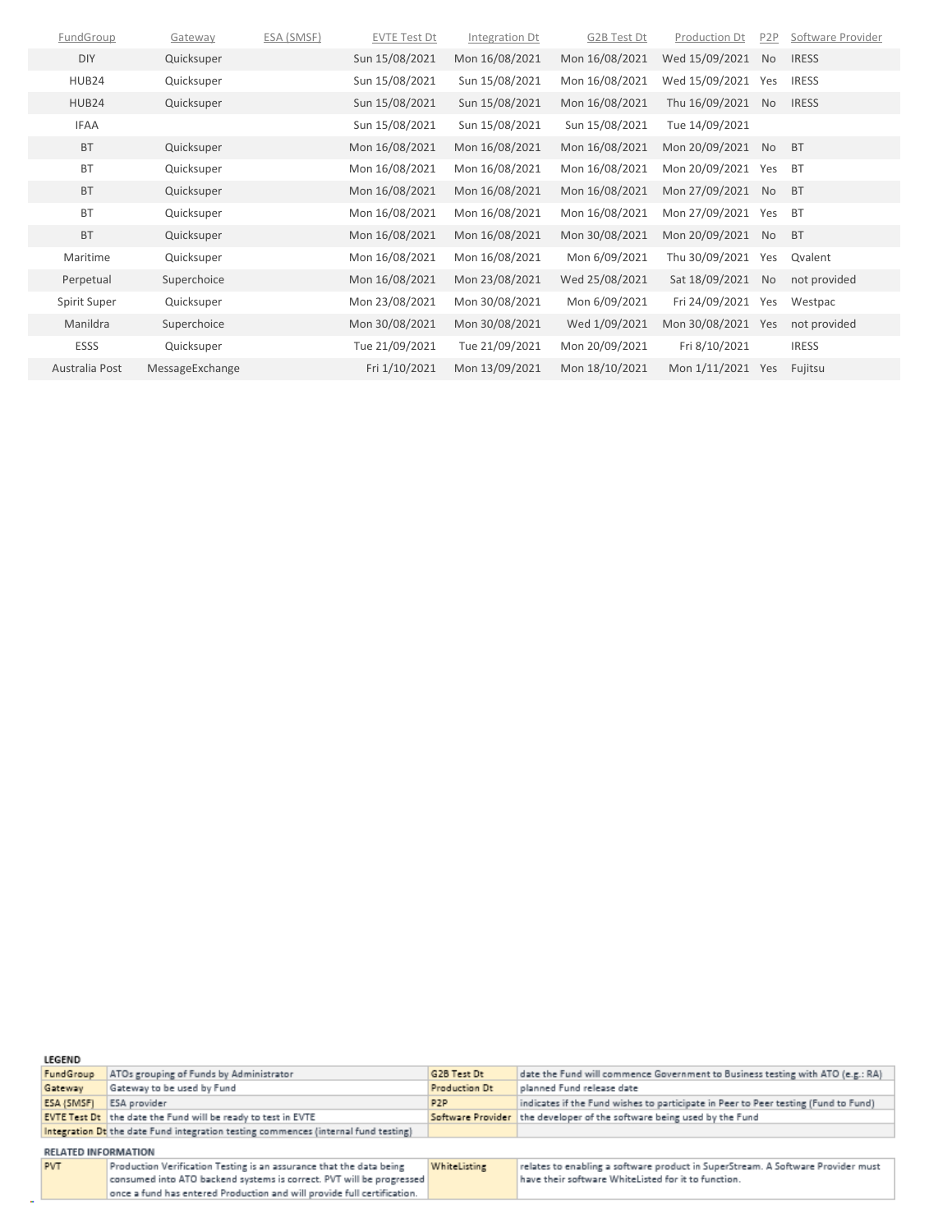| FundGroup | Gateway | ESA (SMSF) | EVTE Test Dt | Integration Dt | G2B Test Dt | Production Dt | P2P | Software Provider |
|---|---|---|---|---|---|---|---|---|
| DIY | Quicksuper | | Sun 15/08/2021 | Mon 16/08/2021 | Mon 16/08/2021 | Wed 15/09/2021 | No | IRESS |
| HUB24 | Quicksuper | | Sun 15/08/2021 | Sun 15/08/2021 | Mon 16/08/2021 | Wed 15/09/2021 | Yes | IRESS |
| HUB24 | Quicksuper | | Sun 15/08/2021 | Sun 15/08/2021 | Mon 16/08/2021 | Thu 16/09/2021 | No | IRESS |
| IFAA | | | Sun 15/08/2021 | Sun 15/08/2021 | Sun 15/08/2021 | Tue 14/09/2021 | | |
| BT | Quicksuper | | Mon 16/08/2021 | Mon 16/08/2021 | Mon 16/08/2021 | Mon 20/09/2021 | No | BT |
| BT | Quicksuper | | Mon 16/08/2021 | Mon 16/08/2021 | Mon 16/08/2021 | Mon 20/09/2021 | Yes | BT |
| BT | Quicksuper | | Mon 16/08/2021 | Mon 16/08/2021 | Mon 16/08/2021 | Mon 27/09/2021 | No | BT |
| BT | Quicksuper | | Mon 16/08/2021 | Mon 16/08/2021 | Mon 16/08/2021 | Mon 27/09/2021 | Yes | BT |
| BT | Quicksuper | | Mon 16/08/2021 | Mon 16/08/2021 | Mon 30/08/2021 | Mon 20/09/2021 | No | BT |
| Maritime | Quicksuper | | Mon 16/08/2021 | Mon 16/08/2021 | Mon 6/09/2021 | Thu 30/09/2021 | Yes | Qvalent |
| Perpetual | Superchoice | | Mon 16/08/2021 | Mon 23/08/2021 | Wed 25/08/2021 | Sat 18/09/2021 | No | not provided |
| Spirit Super | Quicksuper | | Mon 23/08/2021 | Mon 30/08/2021 | Mon 6/09/2021 | Fri 24/09/2021 | Yes | Westpac |
| Manildra | Superchoice | | Mon 30/08/2021 | Mon 30/08/2021 | Wed 1/09/2021 | Mon 30/08/2021 | Yes | not provided |
| ESSS | Quicksuper | | Tue 21/09/2021 | Tue 21/09/2021 | Mon 20/09/2021 | Fri 8/10/2021 | | IRESS |
| Australia Post | MessageExchange | | Fri 1/10/2021 | Mon 13/09/2021 | Mon 18/10/2021 | Mon 1/11/2021 | Yes | Fujitsu |

**LEGEND**

| | | | |
|---|---|---|---|
| FundGroup | ATOs grouping of Funds by Administrator | G2B Test Dt | date the Fund will commence Government to Business testing with ATO (e.g.: RA) |
| Gateway | Gateway to be used by Fund | Production Dt | planned Fund release date |
| ESA (SMSF) | ESA provider | P2P | indicates if the Fund wishes to participate in Peer to Peer testing (Fund to Fund) |
| EVTE Test Dt | the date the Fund will be ready to test in EVTE | Software Provider | the developer of the software being used by the Fund |
| Integration Dt | the date Fund integration testing commences (internal fund testing) | | |

**RELATED INFORMATION**

| | | | |
|---|---|---|---|
| PVT | Production Verification Testing is an assurance that the data being consumed into ATO backend systems is correct. PVT will be progressed once a fund has entered Production and will provide full certification. | WhiteListing | relates to enabling a software product in SuperStream. A Software Provider must have their software WhiteListed for it to function. |